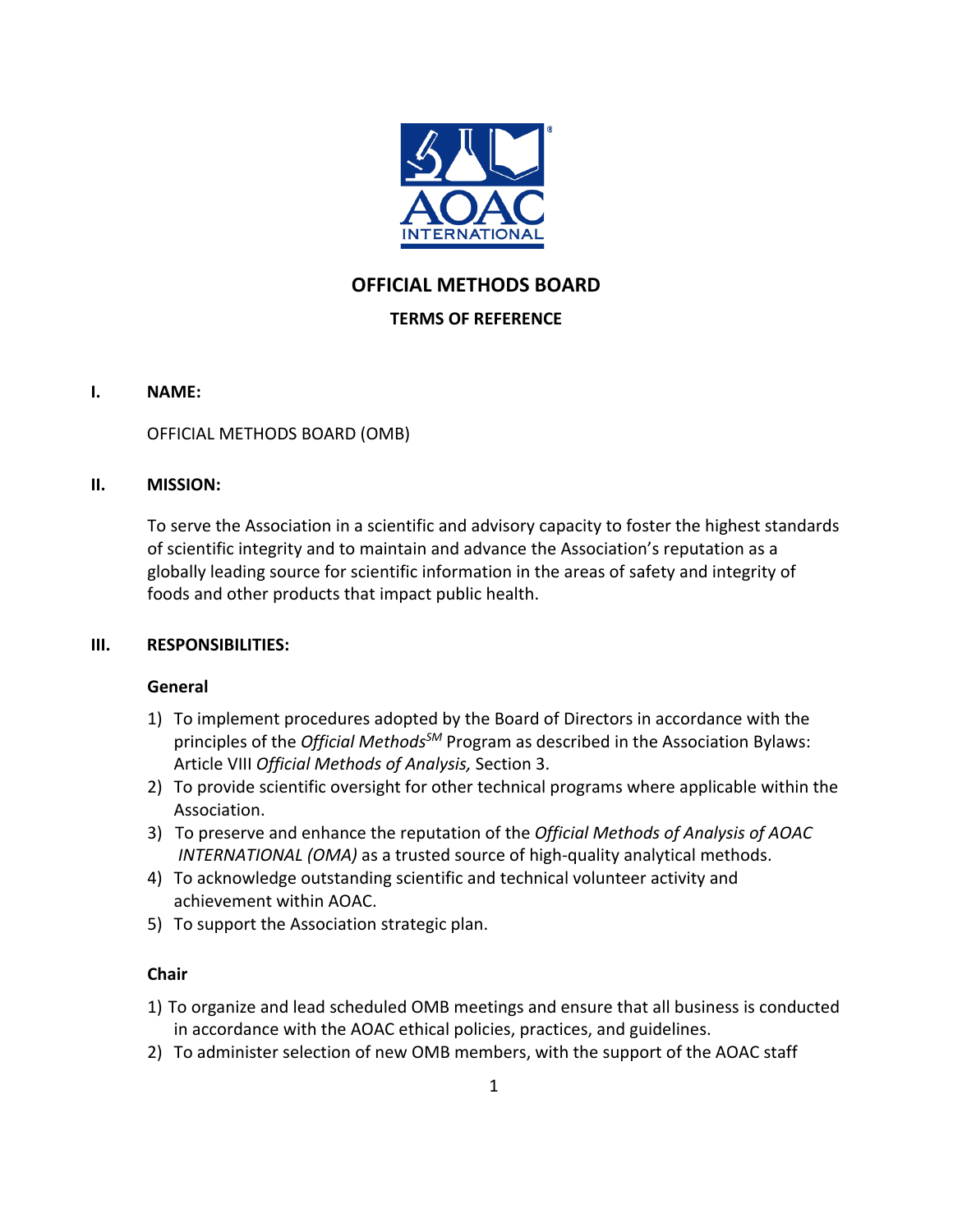# OFFICIAL METHODS BOARD

## TERMS OF REFERENCE

### I. NAME:

OFFICIAL METHODS BOARD (OMB)

### II. MISSION:

To serve the Association in a scientific and advisory capacity to foster the highest standards of scientific integrity and to maintain and advance the Association's reputation as a globally leading source for scientific information in the areas of safety and integrity of foods and other products that impact public health.

### III. RESPONSIBILITIES:

**General**

1) To implement procedures adopted by the Board of Directors in accordance with the principles of the *Official Methods*SM Program as described in the Association Bylaws: Article VIII *Official Methods of Analysis,* Section 3.
2) To provide scientific oversight for other technical programs where applicable within the Association.
3) To preserve and enhance the reputation of the *Official Methods of Analysis of AOAC INTERNATIONAL (OMA)* as a trusted source of high-quality analytical methods.
4) To acknowledge outstanding scientific and technical volunteer activity and achievement within AOAC.
5) To support the Association strategic plan.

**Chair**

1) To organize and lead scheduled OMB meetings and ensure that all business is conducted in accordance with the AOAC ethical policies, practices, and guidelines.
2) To administer selection of new OMB members, with the support of the AOAC staff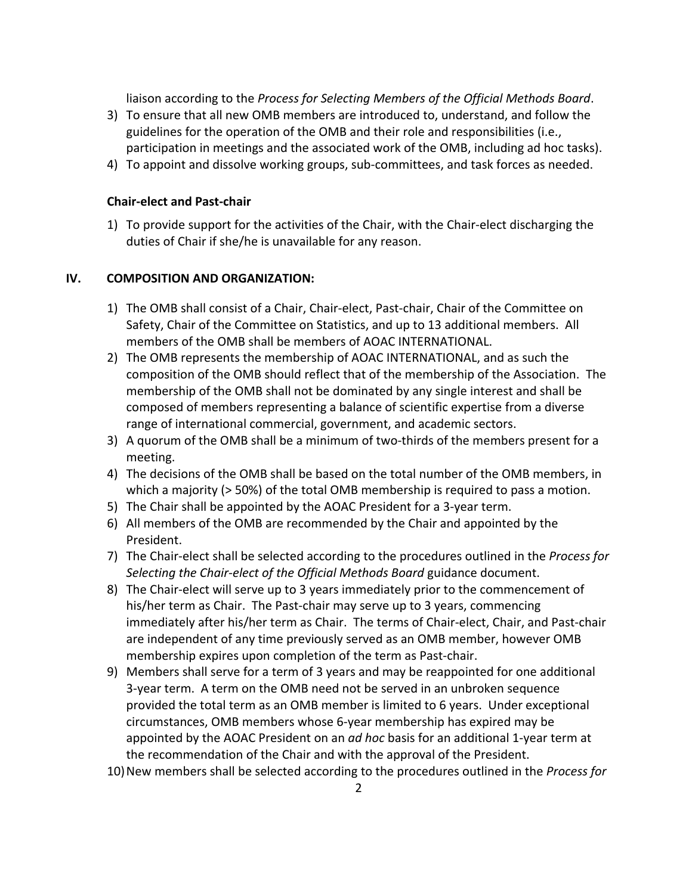liaison according to the *Process for Selecting Members of the Official Methods Board*.

3) To ensure that all new OMB members are introduced to, understand, and follow the guidelines for the operation of the OMB and their role and responsibilities (i.e., participation in meetings and the associated work of the OMB, including ad hoc tasks).
4) To appoint and dissolve working groups, sub-committees, and task forces as needed.

**Chair-elect and Past-chair**

1) To provide support for the activities of the Chair, with the Chair-elect discharging the duties of Chair if she/he is unavailable for any reason.

## IV. COMPOSITION AND ORGANIZATION:

1) The OMB shall consist of a Chair, Chair-elect, Past-chair, Chair of the Committee on Safety, Chair of the Committee on Statistics, and up to 13 additional members. All members of the OMB shall be members of AOAC INTERNATIONAL.
2) The OMB represents the membership of AOAC INTERNATIONAL, and as such the composition of the OMB should reflect that of the membership of the Association. The membership of the OMB shall not be dominated by any single interest and shall be composed of members representing a balance of scientific expertise from a diverse range of international commercial, government, and academic sectors.
3) A quorum of the OMB shall be a minimum of two-thirds of the members present for a meeting.
4) The decisions of the OMB shall be based on the total number of the OMB members, in which a majority (> 50%) of the total OMB membership is required to pass a motion.
5) The Chair shall be appointed by the AOAC President for a 3-year term.
6) All members of the OMB are recommended by the Chair and appointed by the President.
7) The Chair-elect shall be selected according to the procedures outlined in the *Process for Selecting the Chair-elect of the Official Methods Board* guidance document.
8) The Chair-elect will serve up to 3 years immediately prior to the commencement of his/her term as Chair. The Past-chair may serve up to 3 years, commencing immediately after his/her term as Chair. The terms of Chair-elect, Chair, and Past-chair are independent of any time previously served as an OMB member, however OMB membership expires upon completion of the term as Past-chair.
9) Members shall serve for a term of 3 years and may be reappointed for one additional 3-year term. A term on the OMB need not be served in an unbroken sequence provided the total term as an OMB member is limited to 6 years. Under exceptional circumstances, OMB members whose 6-year membership has expired may be appointed by the AOAC President on an *ad hoc* basis for an additional 1-year term at the recommendation of the Chair and with the approval of the President.
10) New members shall be selected according to the procedures outlined in the *Process for*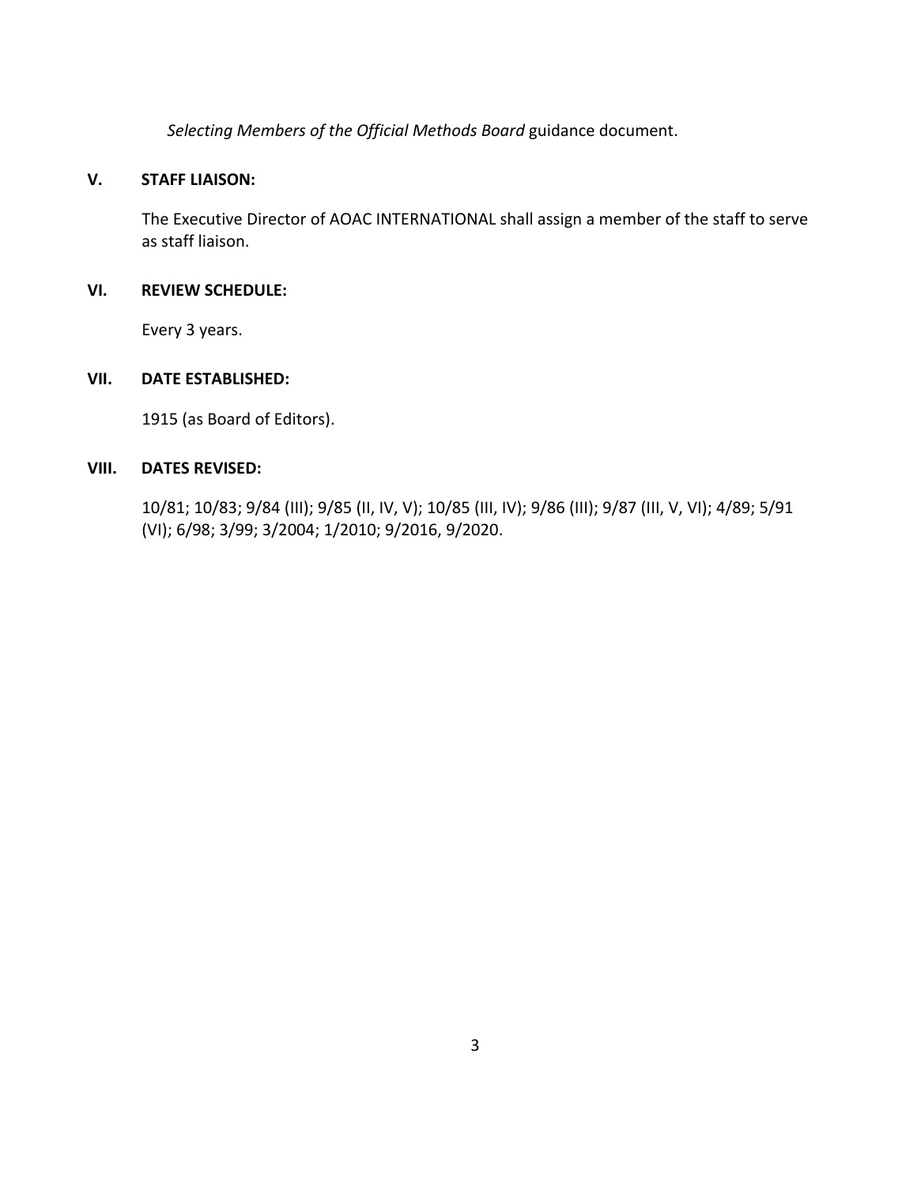*Selecting Members of the Official Methods Board* guidance document.

**V. STAFF LIAISON:**

The Executive Director of AOAC INTERNATIONAL shall assign a member of the staff to serve as staff liaison.

**VI. REVIEW SCHEDULE:**

Every 3 years.

**VII. DATE ESTABLISHED:**

1915 (as Board of Editors).

**VIII. DATES REVISED:**

10/81; 10/83; 9/84 (III); 9/85 (II, IV, V); 10/85 (III, IV); 9/86 (III); 9/87 (III, V, VI); 4/89; 5/91 (VI); 6/98; 3/99; 3/2004; 1/2010; 9/2016, 9/2020.